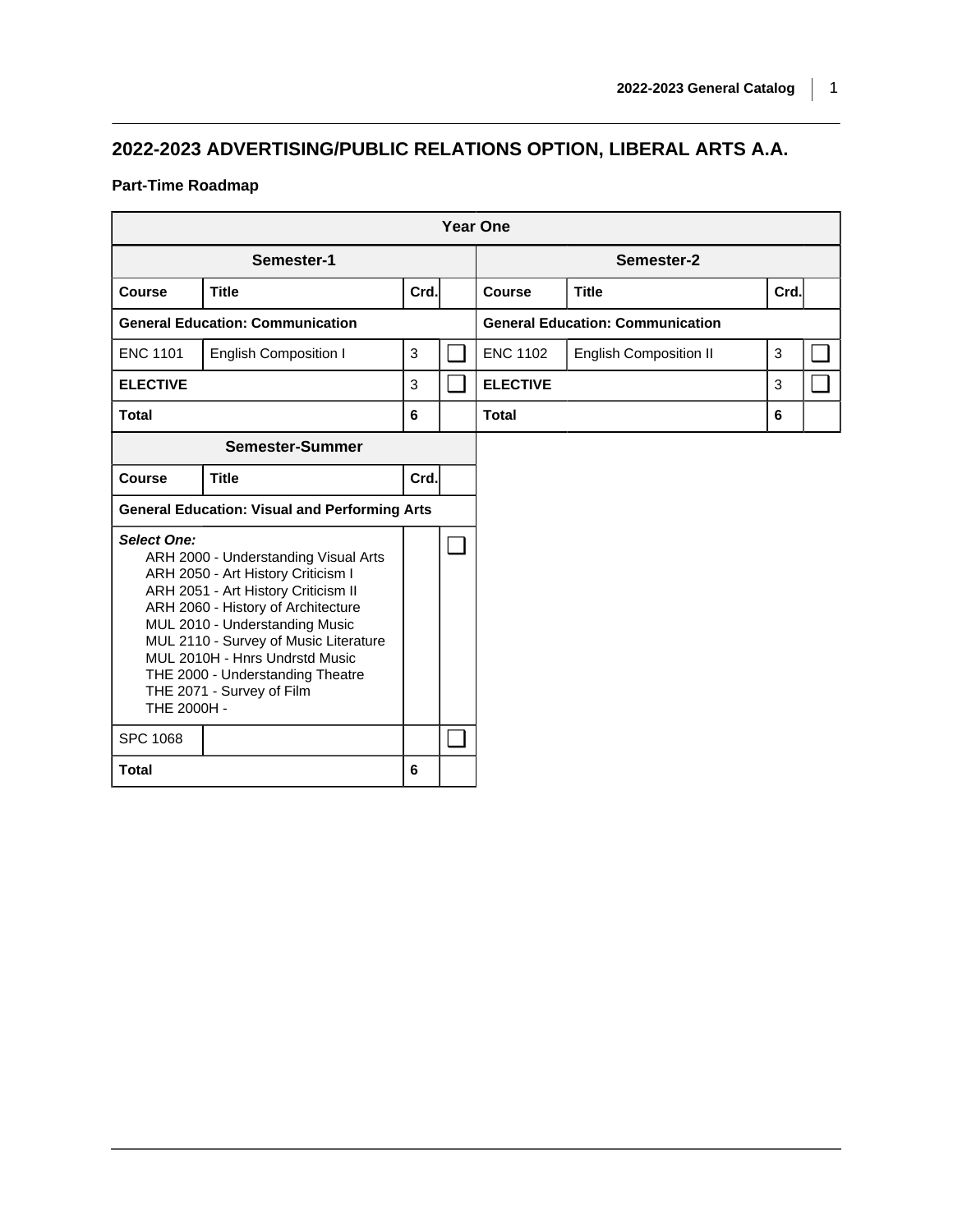## 2022-2023 ADVERTISING/PUBLIC RELATIONS OPTION, LIBERAL ARTS A.A.

### Part-Time Roadmap

**Year One**

| Semester-1 | | | | Semester-2 | | | |
|---|---|---|---|---|---|---|---|
| **Course** | **Title** | **Crd.** | | **Course** | **Title** | **Crd.** | |
| **General Education: Communication** | | | | **General Education: Communication** | | | |
| ENC 1101 | English Composition I | 3 | ☐ | ENC 1102 | English Composition II | 3 | ☐ |
| **ELECTIVE** | | 3 | ☐ | **ELECTIVE** | | 3 | ☐ |
| **Total** | | 6 | | **Total** | | 6 | |

| Semester-Summer | | | |
|---|---|---|---|
| **Course** | **Title** | **Crd.** | |
| **General Education: Visual and Performing Arts** | | | |
| ***Select One:*** ARH 2000 - Understanding Visual Arts; ARH 2050 - Art History Criticism I; ARH 2051 - Art History Criticism II; ARH 2060 - History of Architecture; MUL 2010 - Understanding Music; MUL 2110 - Survey of Music Literature; MUL 2010H - Hnrs Undrstd Music; THE 2000 - Understanding Theatre; THE 2071 - Survey of Film; THE 2000H - | | | ☐ |
| SPC 1068 | | | ☐ |
| **Total** | | 6 | |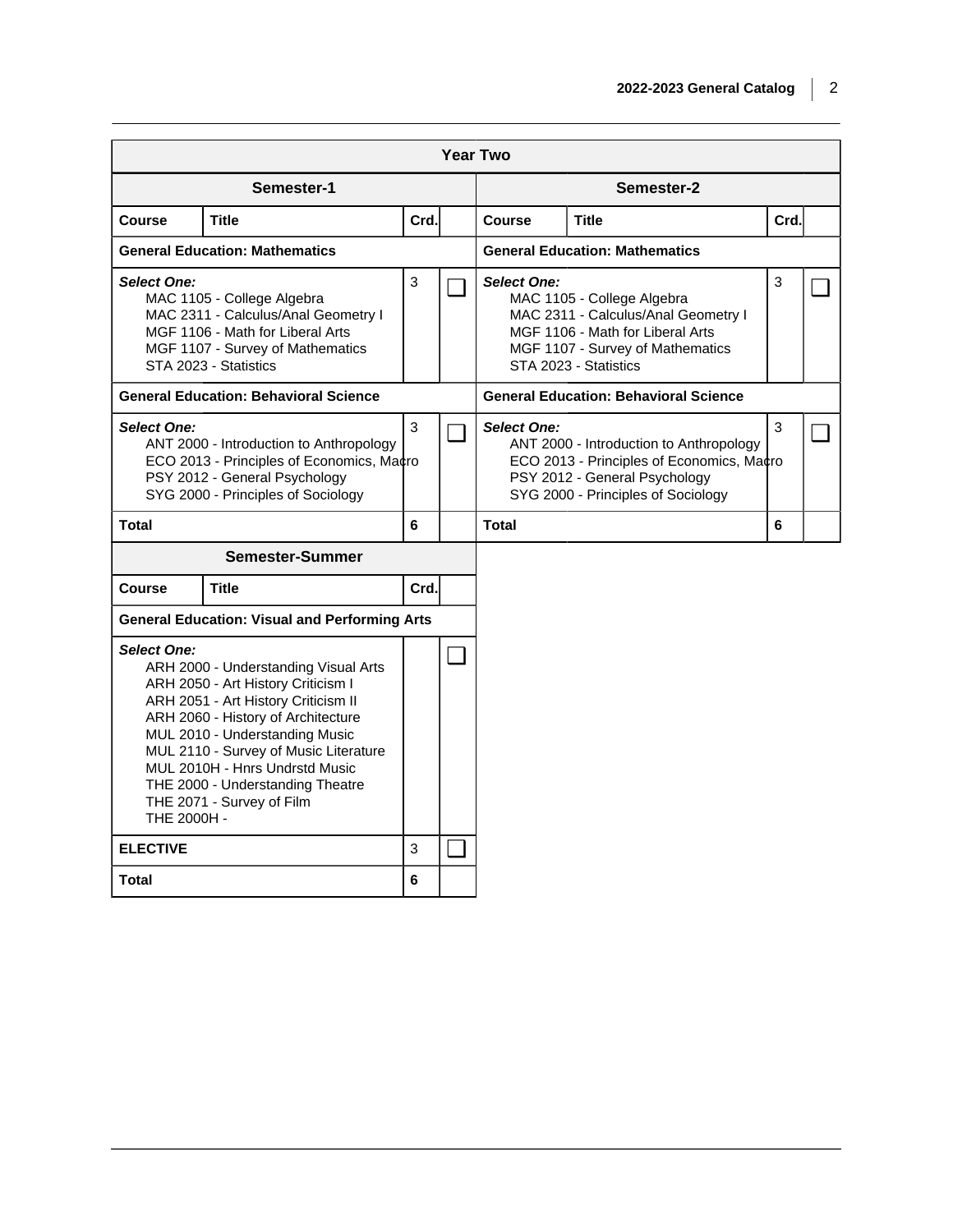## Year Two

### Semester-1

| Course | Title | Crd. | |
|---|---|---|---|
| **General Education: Mathematics** | | | |
| ***Select One:*** MAC 1105 - College Algebra; MAC 2311 - Calculus/Anal Geometry I; MGF 1106 - Math for Liberal Arts; MGF 1107 - Survey of Mathematics; STA 2023 - Statistics | | 3 | ☐ |
| **General Education: Behavioral Science** | | | |
| ***Select One:*** ANT 2000 - Introduction to Anthropology; ECO 2013 - Principles of Economics, Macro; PSY 2012 - General Psychology; SYG 2000 - Principles of Sociology | | 3 | ☐ |
| **Total** | | **6** | |

### Semester-2

| Course | Title | Crd. | |
|---|---|---|---|
| **General Education: Mathematics** | | | |
| ***Select One:*** MAC 1105 - College Algebra; MAC 2311 - Calculus/Anal Geometry I; MGF 1106 - Math for Liberal Arts; MGF 1107 - Survey of Mathematics; STA 2023 - Statistics | | 3 | ☐ |
| **General Education: Behavioral Science** | | | |
| ***Select One:*** ANT 2000 - Introduction to Anthropology; ECO 2013 - Principles of Economics, Macro; PSY 2012 - General Psychology; SYG 2000 - Principles of Sociology | | 3 | ☐ |
| **Total** | | **6** | |

### Semester-Summer

| Course | Title | Crd. | |
|---|---|---|---|
| **General Education: Visual and Performing Arts** | | | |
| ***Select One:*** ARH 2000 - Understanding Visual Arts; ARH 2050 - Art History Criticism I; ARH 2051 - Art History Criticism II; ARH 2060 - History of Architecture; MUL 2010 - Understanding Music; MUL 2110 - Survey of Music Literature; MUL 2010H - Hnrs Undrstd Music; THE 2000 - Understanding Theatre; THE 2071 - Survey of Film; THE 2000H - | | | ☐ |
| **ELECTIVE** | | 3 | ☐ |
| **Total** | | **6** | |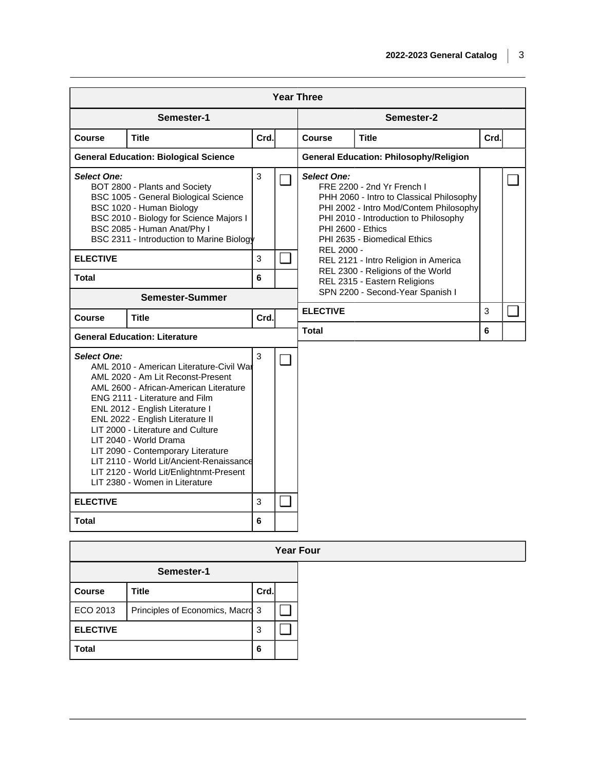## Year Three

### Semester-1

| Course | Title | Crd. | |
|---|---|---|---|
| **General Education: Biological Science** | | | |
| *Select One:*<br>BOT 2800 - Plants and Society<br>BSC 1005 - General Biological Science<br>BSC 1020 - Human Biology<br>BSC 2010 - Biology for Science Majors I<br>BSC 2085 - Human Anat/Phy I<br>BSC 2311 - Introduction to Marine Biology | | 3 | ☐ |
| **ELECTIVE** | | 3 | ☐ |
| **Total** | | **6** | |

### Semester-2

| Course | Title | Crd. | |
|---|---|---|---|
| **General Education: Philosophy/Religion** | | | |
| *Select One:*<br>FRE 2200 - 2nd Yr French I<br>PHH 2060 - Intro to Classical Philosophy<br>PHI 2002 - Intro Mod/Contem Philosophy<br>PHI 2010 - Introduction to Philosophy<br>PHI 2600 - Ethics<br>PHI 2635 - Biomedical Ethics<br>REL 2000 -<br>REL 2121 - Intro Religion in America<br>REL 2300 - Religions of the World<br>REL 2315 - Eastern Religions<br>SPN 2200 - Second-Year Spanish I | | | ☐ |
| **ELECTIVE** | | 3 | ☐ |
| **Total** | | **6** | |

### Semester-Summer

| Course | Title | Crd. | |
|---|---|---|---|
| **General Education: Literature** | | | |
| *Select One:*<br>AML 2010 - American Literature-Civil War<br>AML 2020 - Am Lit Reconst-Present<br>AML 2600 - African-American Literature<br>ENG 2111 - Literature and Film<br>ENL 2012 - English Literature I<br>ENL 2022 - English Literature II<br>LIT 2000 - Literature and Culture<br>LIT 2040 - World Drama<br>LIT 2090 - Contemporary Literature<br>LIT 2110 - World Lit/Ancient-Renaissance<br>LIT 2120 - World Lit/Enlightnmt-Present<br>LIT 2380 - Women in Literature | | 3 | ☐ |
| **ELECTIVE** | | 3 | ☐ |
| **Total** | | **6** | |

## Year Four

### Semester-1

| Course | Title | Crd. | |
|---|---|---|---|
| ECO 2013 | Principles of Economics, Macro | 3 | ☐ |
| **ELECTIVE** | | 3 | ☐ |
| **Total** | | **6** | |